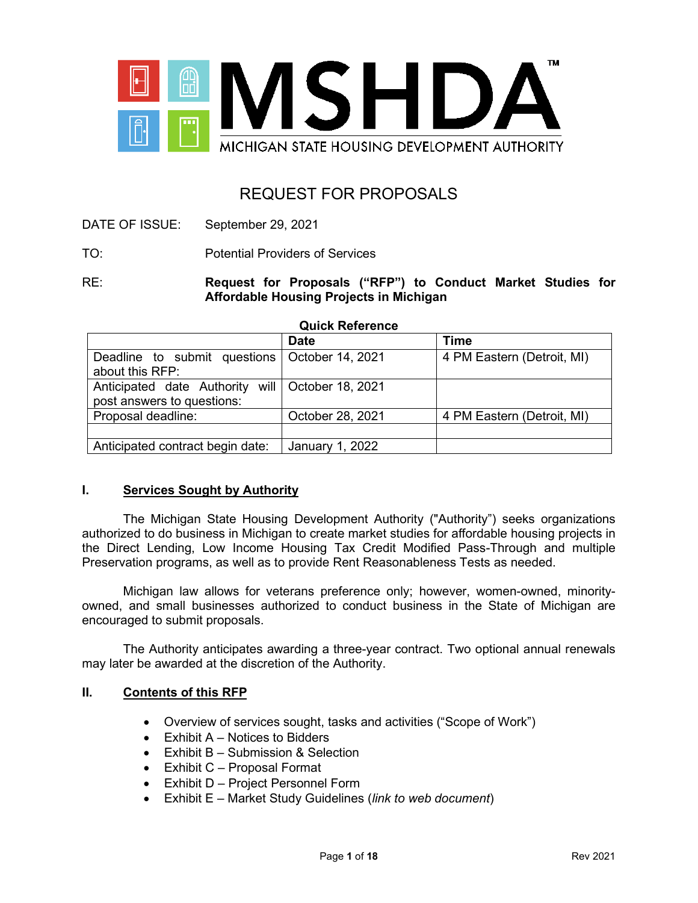MSHDA™

MICHIGAN STATE HOUSING DEVELOPMENT AUTHORITY

# REQUEST FOR PROPOSALS

DATE OF ISSUE: September 29, 2021

TO: Potential Providers of Services

RE: **Request for Proposals ("RFP") to Conduct Market Studies for Affordable Housing Projects in Michigan**

**Quick Reference**

| | Date | Time |
|---|---|---|
| Deadline to submit questions about this RFP: | October 14, 2021 | 4 PM Eastern (Detroit, MI) |
| Anticipated date Authority will post answers to questions: | October 18, 2021 | |
| Proposal deadline: | October 28, 2021 | 4 PM Eastern (Detroit, MI) |
| | | |
| Anticipated contract begin date: | January 1, 2022 | |

## I. Services Sought by Authority

The Michigan State Housing Development Authority ("Authority") seeks organizations authorized to do business in Michigan to create market studies for affordable housing projects in the Direct Lending, Low Income Housing Tax Credit Modified Pass-Through and multiple Preservation programs, as well as to provide Rent Reasonableness Tests as needed.

Michigan law allows for veterans preference only; however, women-owned, minority-owned, and small businesses authorized to conduct business in the State of Michigan are encouraged to submit proposals.

The Authority anticipates awarding a three-year contract. Two optional annual renewals may later be awarded at the discretion of the Authority.

## II. Contents of this RFP

- Overview of services sought, tasks and activities ("Scope of Work")
- Exhibit A – Notices to Bidders
- Exhibit B – Submission & Selection
- Exhibit C – Proposal Format
- Exhibit D – Project Personnel Form
- Exhibit E – Market Study Guidelines (*link to web document*)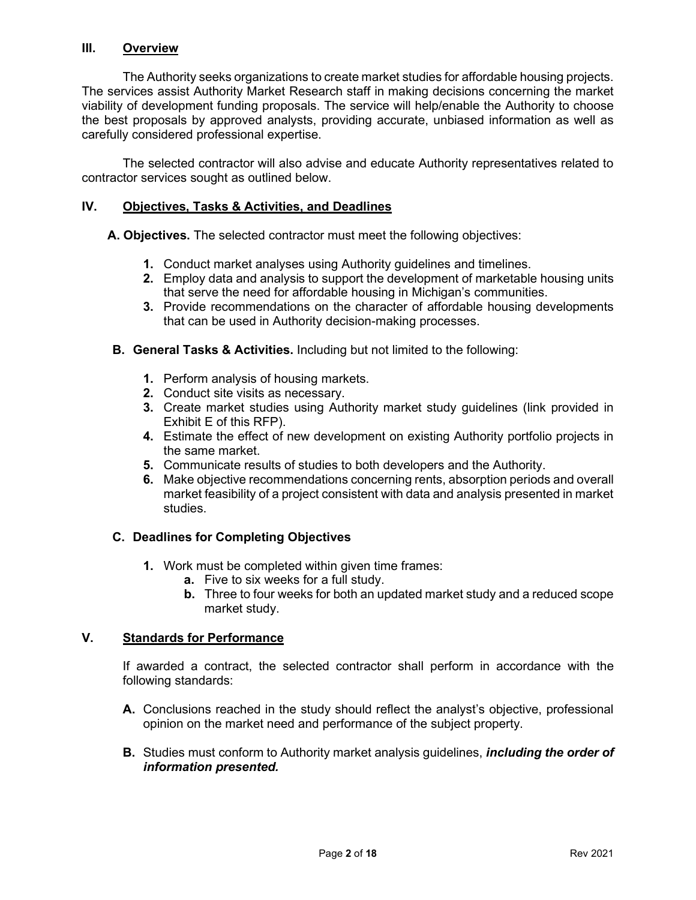## III. Overview

The Authority seeks organizations to create market studies for affordable housing projects. The services assist Authority Market Research staff in making decisions concerning the market viability of development funding proposals. The service will help/enable the Authority to choose the best proposals by approved analysts, providing accurate, unbiased information as well as carefully considered professional expertise.

The selected contractor will also advise and educate Authority representatives related to contractor services sought as outlined below.

## IV. Objectives, Tasks & Activities, and Deadlines

**A. Objectives.** The selected contractor must meet the following objectives:

1. Conduct market analyses using Authority guidelines and timelines.
2. Employ data and analysis to support the development of marketable housing units that serve the need for affordable housing in Michigan's communities.
3. Provide recommendations on the character of affordable housing developments that can be used in Authority decision-making processes.

**B. General Tasks & Activities.** Including but not limited to the following:

1. Perform analysis of housing markets.
2. Conduct site visits as necessary.
3. Create market studies using Authority market study guidelines (link provided in Exhibit E of this RFP).
4. Estimate the effect of new development on existing Authority portfolio projects in the same market.
5. Communicate results of studies to both developers and the Authority.
6. Make objective recommendations concerning rents, absorption periods and overall market feasibility of a project consistent with data and analysis presented in market studies.

**C. Deadlines for Completing Objectives**

1. Work must be completed within given time frames:
   a. Five to six weeks for a full study.
   b. Three to four weeks for both an updated market study and a reduced scope market study.

## V. Standards for Performance

If awarded a contract, the selected contractor shall perform in accordance with the following standards:

**A.** Conclusions reached in the study should reflect the analyst's objective, professional opinion on the market need and performance of the subject property.

**B.** Studies must conform to Authority market analysis guidelines, ***including the order of information presented.***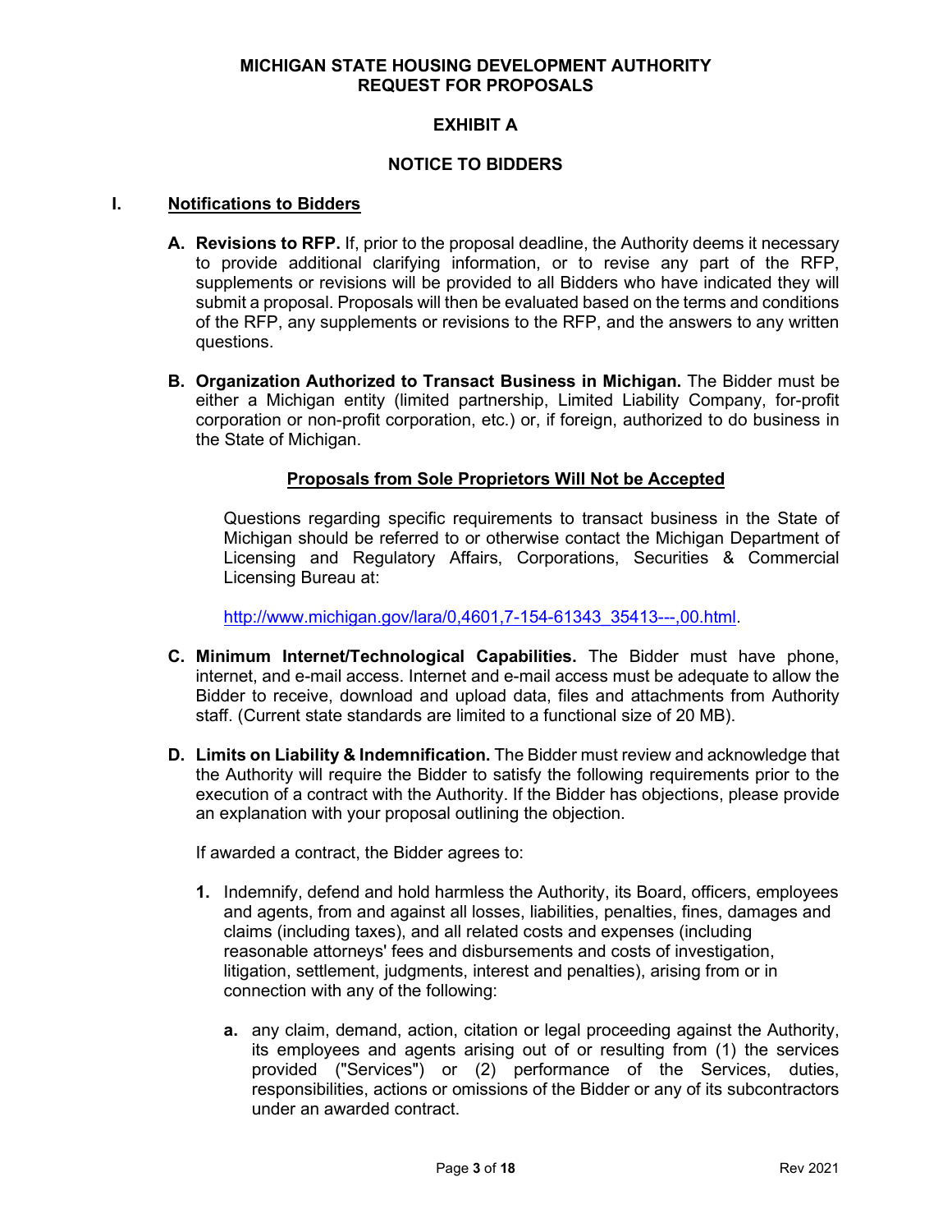**MICHIGAN STATE HOUSING DEVELOPMENT AUTHORITY**
**REQUEST FOR PROPOSALS**

# EXHIBIT A

## NOTICE TO BIDDERS

## I. Notifications to Bidders

**A. Revisions to RFP.** If, prior to the proposal deadline, the Authority deems it necessary to provide additional clarifying information, or to revise any part of the RFP, supplements or revisions will be provided to all Bidders who have indicated they will submit a proposal. Proposals will then be evaluated based on the terms and conditions of the RFP, any supplements or revisions to the RFP, and the answers to any written questions.

**B. Organization Authorized to Transact Business in Michigan.** The Bidder must be either a Michigan entity (limited partnership, Limited Liability Company, for-profit corporation or non-profit corporation, etc.) or, if foreign, authorized to do business in the State of Michigan.

**Proposals from Sole Proprietors Will Not be Accepted**

Questions regarding specific requirements to transact business in the State of Michigan should be referred to or otherwise contact the Michigan Department of Licensing and Regulatory Affairs, Corporations, Securities & Commercial Licensing Bureau at:

http://www.michigan.gov/lara/0,4601,7-154-61343_35413---,00.html.

**C. Minimum Internet/Technological Capabilities.** The Bidder must have phone, internet, and e-mail access. Internet and e-mail access must be adequate to allow the Bidder to receive, download and upload data, files and attachments from Authority staff. (Current state standards are limited to a functional size of 20 MB).

**D. Limits on Liability & Indemnification.** The Bidder must review and acknowledge that the Authority will require the Bidder to satisfy the following requirements prior to the execution of a contract with the Authority. If the Bidder has objections, please provide an explanation with your proposal outlining the objection.

If awarded a contract, the Bidder agrees to:

1. Indemnify, defend and hold harmless the Authority, its Board, officers, employees and agents, from and against all losses, liabilities, penalties, fines, damages and claims (including taxes), and all related costs and expenses (including reasonable attorneys' fees and disbursements and costs of investigation, litigation, settlement, judgments, interest and penalties), arising from or in connection with any of the following:

   a. any claim, demand, action, citation or legal proceeding against the Authority, its employees and agents arising out of or resulting from (1) the services provided ("Services") or (2) performance of the Services, duties, responsibilities, actions or omissions of the Bidder or any of its subcontractors under an awarded contract.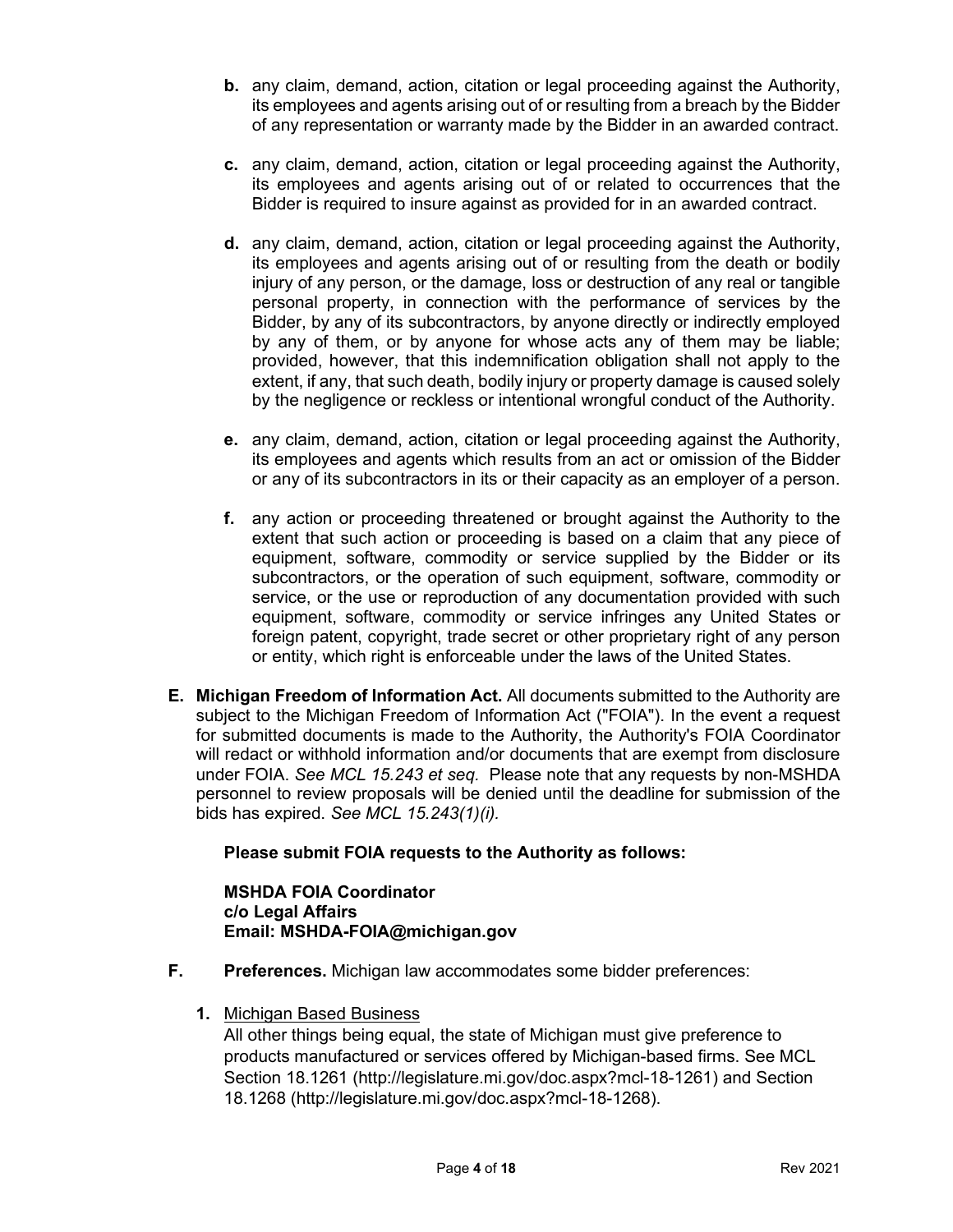b. any claim, demand, action, citation or legal proceeding against the Authority, its employees and agents arising out of or resulting from a breach by the Bidder of any representation or warranty made by the Bidder in an awarded contract.

c. any claim, demand, action, citation or legal proceeding against the Authority, its employees and agents arising out of or related to occurrences that the Bidder is required to insure against as provided for in an awarded contract.

d. any claim, demand, action, citation or legal proceeding against the Authority, its employees and agents arising out of or resulting from the death or bodily injury of any person, or the damage, loss or destruction of any real or tangible personal property, in connection with the performance of services by the Bidder, by any of its subcontractors, by anyone directly or indirectly employed by any of them, or by anyone for whose acts any of them may be liable; provided, however, that this indemnification obligation shall not apply to the extent, if any, that such death, bodily injury or property damage is caused solely by the negligence or reckless or intentional wrongful conduct of the Authority.

e. any claim, demand, action, citation or legal proceeding against the Authority, its employees and agents which results from an act or omission of the Bidder or any of its subcontractors in its or their capacity as an employer of a person.

f. any action or proceeding threatened or brought against the Authority to the extent that such action or proceeding is based on a claim that any piece of equipment, software, commodity or service supplied by the Bidder or its subcontractors, or the operation of such equipment, software, commodity or service, or the use or reproduction of any documentation provided with such equipment, software, commodity or service infringes any United States or foreign patent, copyright, trade secret or other proprietary right of any person or entity, which right is enforceable under the laws of the United States.

**E. Michigan Freedom of Information Act.** All documents submitted to the Authority are subject to the Michigan Freedom of Information Act ("FOIA"). In the event a request for submitted documents is made to the Authority, the Authority's FOIA Coordinator will redact or withhold information and/or documents that are exempt from disclosure under FOIA. *See MCL 15.243 et seq.* Please note that any requests by non-MSHDA personnel to review proposals will be denied until the deadline for submission of the bids has expired. *See MCL 15.243(1)(i).*

**Please submit FOIA requests to the Authority as follows:**

**MSHDA FOIA Coordinator**
**c/o Legal Affairs**
**Email: MSHDA-FOIA@michigan.gov**

**F. Preferences.** Michigan law accommodates some bidder preferences:

1. <u>Michigan Based Business</u>
All other things being equal, the state of Michigan must give preference to products manufactured or services offered by Michigan-based firms. See MCL Section 18.1261 (http://legislature.mi.gov/doc.aspx?mcl-18-1261) and Section 18.1268 (http://legislature.mi.gov/doc.aspx?mcl-18-1268).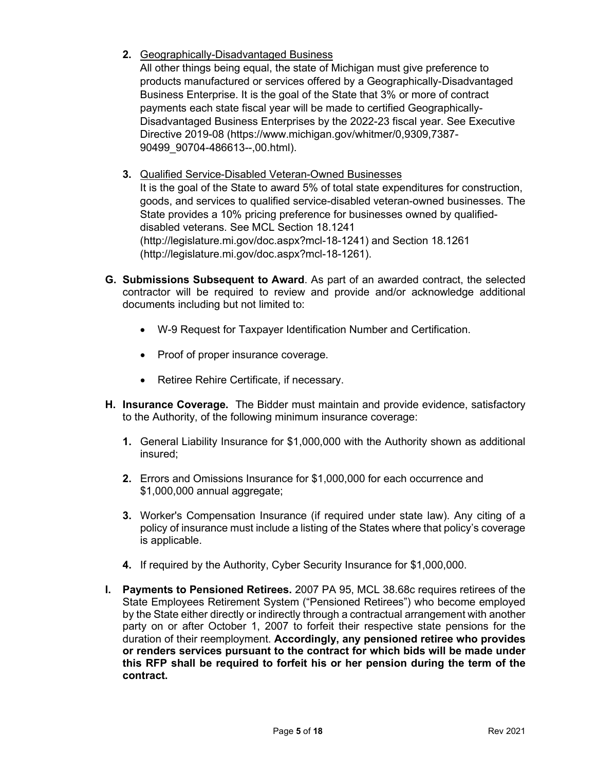2. <u>Geographically-Disadvantaged Business</u>
   All other things being equal, the state of Michigan must give preference to products manufactured or services offered by a Geographically-Disadvantaged Business Enterprise. It is the goal of the State that 3% or more of contract payments each state fiscal year will be made to certified Geographically-Disadvantaged Business Enterprises by the 2022-23 fiscal year. See Executive Directive 2019-08 (https://www.michigan.gov/whitmer/0,9309,7387-90499_90704-486613--,00.html).

3. <u>Qualified Service-Disabled Veteran-Owned Businesses</u>
   It is the goal of the State to award 5% of total state expenditures for construction, goods, and services to qualified service-disabled veteran-owned businesses. The State provides a 10% pricing preference for businesses owned by qualified-disabled veterans. See MCL Section 18.1241 (http://legislature.mi.gov/doc.aspx?mcl-18-1241) and Section 18.1261 (http://legislature.mi.gov/doc.aspx?mcl-18-1261).

**G. Submissions Subsequent to Award**. As part of an awarded contract, the selected contractor will be required to review and provide and/or acknowledge additional documents including but not limited to:

- W-9 Request for Taxpayer Identification Number and Certification.
- Proof of proper insurance coverage.
- Retiree Rehire Certificate, if necessary.

**H. Insurance Coverage.** The Bidder must maintain and provide evidence, satisfactory to the Authority, of the following minimum insurance coverage:

1. General Liability Insurance for $1,000,000 with the Authority shown as additional insured;

2. Errors and Omissions Insurance for $1,000,000 for each occurrence and $1,000,000 annual aggregate;

3. Worker's Compensation Insurance (if required under state law). Any citing of a policy of insurance must include a listing of the States where that policy's coverage is applicable.

4. If required by the Authority, Cyber Security Insurance for $1,000,000.

**I. Payments to Pensioned Retirees.** 2007 PA 95, MCL 38.68c requires retirees of the State Employees Retirement System ("Pensioned Retirees") who become employed by the State either directly or indirectly through a contractual arrangement with another party on or after October 1, 2007 to forfeit their respective state pensions for the duration of their reemployment. **Accordingly, any pensioned retiree who provides or renders services pursuant to the contract for which bids will be made under this RFP shall be required to forfeit his or her pension during the term of the contract.**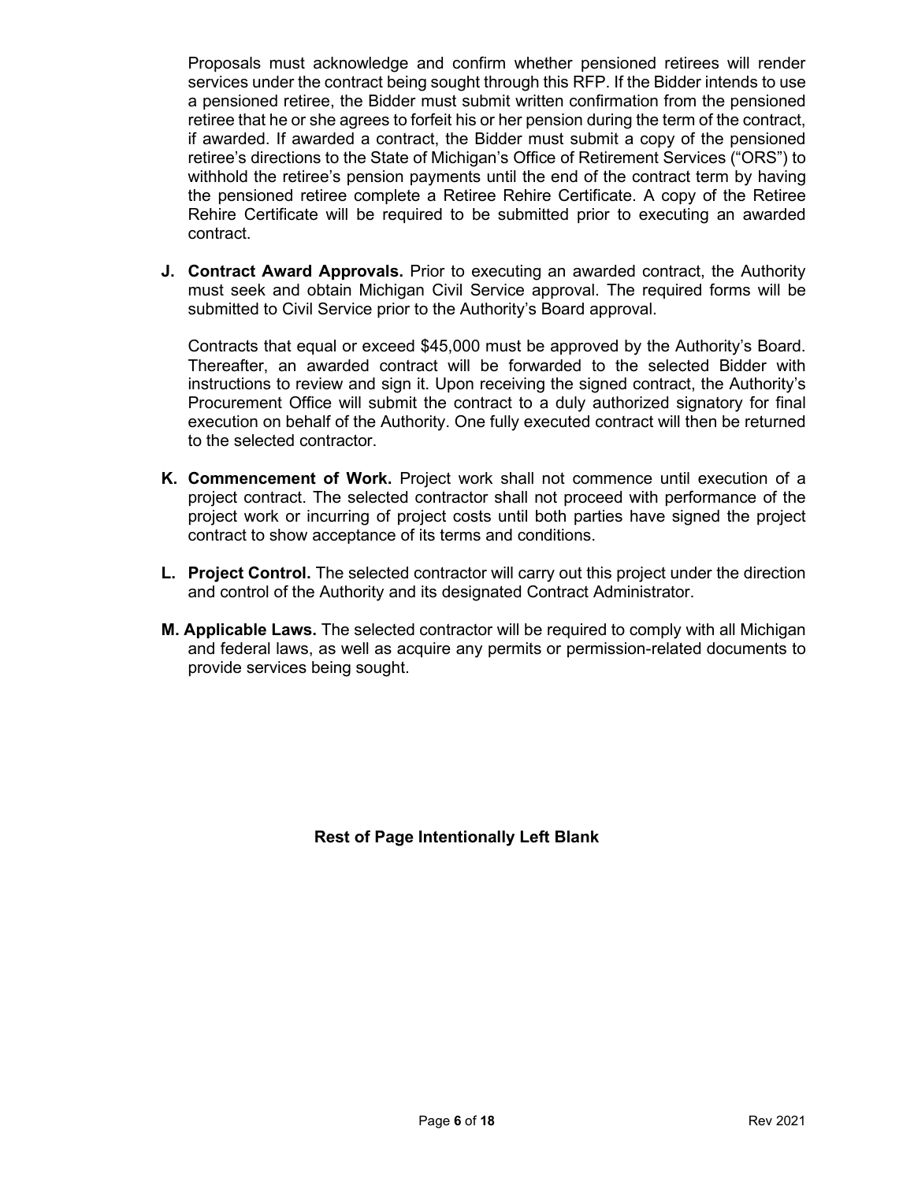Proposals must acknowledge and confirm whether pensioned retirees will render services under the contract being sought through this RFP. If the Bidder intends to use a pensioned retiree, the Bidder must submit written confirmation from the pensioned retiree that he or she agrees to forfeit his or her pension during the term of the contract, if awarded. If awarded a contract, the Bidder must submit a copy of the pensioned retiree's directions to the State of Michigan's Office of Retirement Services ("ORS") to withhold the retiree's pension payments until the end of the contract term by having the pensioned retiree complete a Retiree Rehire Certificate. A copy of the Retiree Rehire Certificate will be required to be submitted prior to executing an awarded contract.

**J. Contract Award Approvals.** Prior to executing an awarded contract, the Authority must seek and obtain Michigan Civil Service approval. The required forms will be submitted to Civil Service prior to the Authority's Board approval.

Contracts that equal or exceed $45,000 must be approved by the Authority's Board. Thereafter, an awarded contract will be forwarded to the selected Bidder with instructions to review and sign it. Upon receiving the signed contract, the Authority's Procurement Office will submit the contract to a duly authorized signatory for final execution on behalf of the Authority. One fully executed contract will then be returned to the selected contractor.

**K. Commencement of Work.** Project work shall not commence until execution of a project contract. The selected contractor shall not proceed with performance of the project work or incurring of project costs until both parties have signed the project contract to show acceptance of its terms and conditions.

**L. Project Control.** The selected contractor will carry out this project under the direction and control of the Authority and its designated Contract Administrator.

**M. Applicable Laws.** The selected contractor will be required to comply with all Michigan and federal laws, as well as acquire any permits or permission-related documents to provide services being sought.

**Rest of Page Intentionally Left Blank**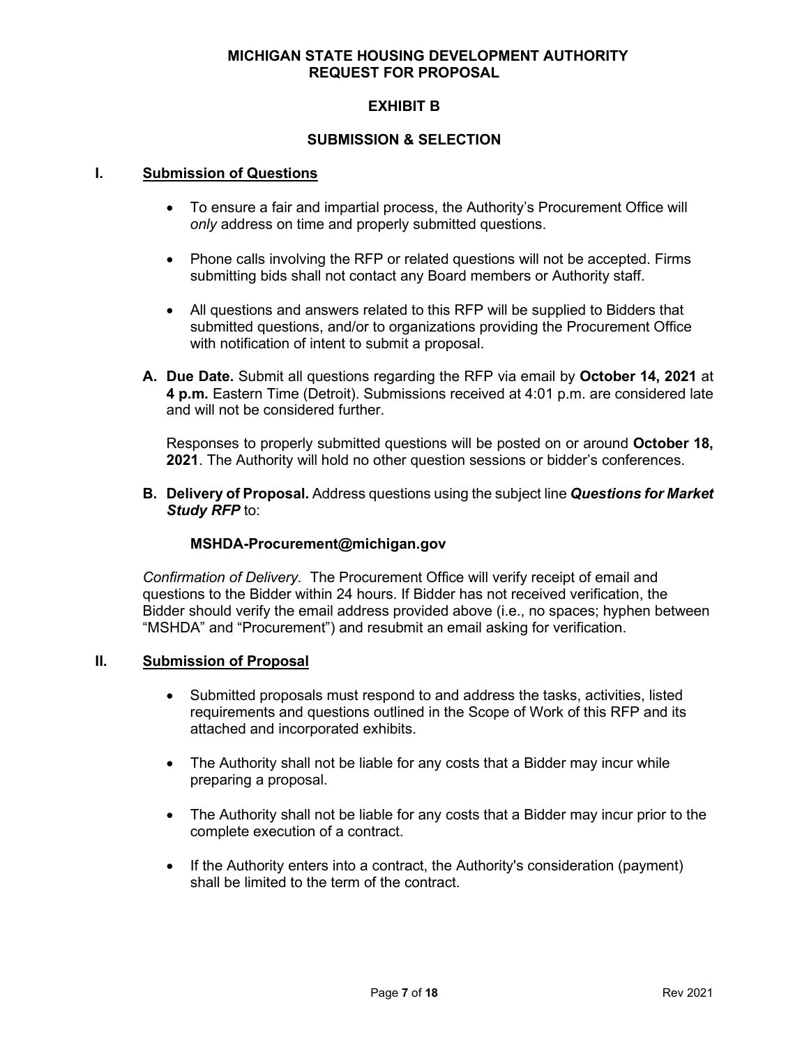**MICHIGAN STATE HOUSING DEVELOPMENT AUTHORITY**
**REQUEST FOR PROPOSAL**

# EXHIBIT B

## SUBMISSION & SELECTION

### I. Submission of Questions

- To ensure a fair and impartial process, the Authority's Procurement Office will *only* address on time and properly submitted questions.
- Phone calls involving the RFP or related questions will not be accepted. Firms submitting bids shall not contact any Board members or Authority staff.
- All questions and answers related to this RFP will be supplied to Bidders that submitted questions, and/or to organizations providing the Procurement Office with notification of intent to submit a proposal.

**A. Due Date.** Submit all questions regarding the RFP via email by **October 14, 2021** at **4 p.m.** Eastern Time (Detroit). Submissions received at 4:01 p.m. are considered late and will not be considered further.

Responses to properly submitted questions will be posted on or around **October 18, 2021**. The Authority will hold no other question sessions or bidder's conferences.

**B. Delivery of Proposal.** Address questions using the subject line ***Questions for Market Study RFP*** to:

**MSHDA-Procurement@michigan.gov**

*Confirmation of Delivery.* The Procurement Office will verify receipt of email and questions to the Bidder within 24 hours. If Bidder has not received verification, the Bidder should verify the email address provided above (i.e., no spaces; hyphen between "MSHDA" and "Procurement") and resubmit an email asking for verification.

### II. Submission of Proposal

- Submitted proposals must respond to and address the tasks, activities, listed requirements and questions outlined in the Scope of Work of this RFP and its attached and incorporated exhibits.
- The Authority shall not be liable for any costs that a Bidder may incur while preparing a proposal.
- The Authority shall not be liable for any costs that a Bidder may incur prior to the complete execution of a contract.
- If the Authority enters into a contract, the Authority's consideration (payment) shall be limited to the term of the contract.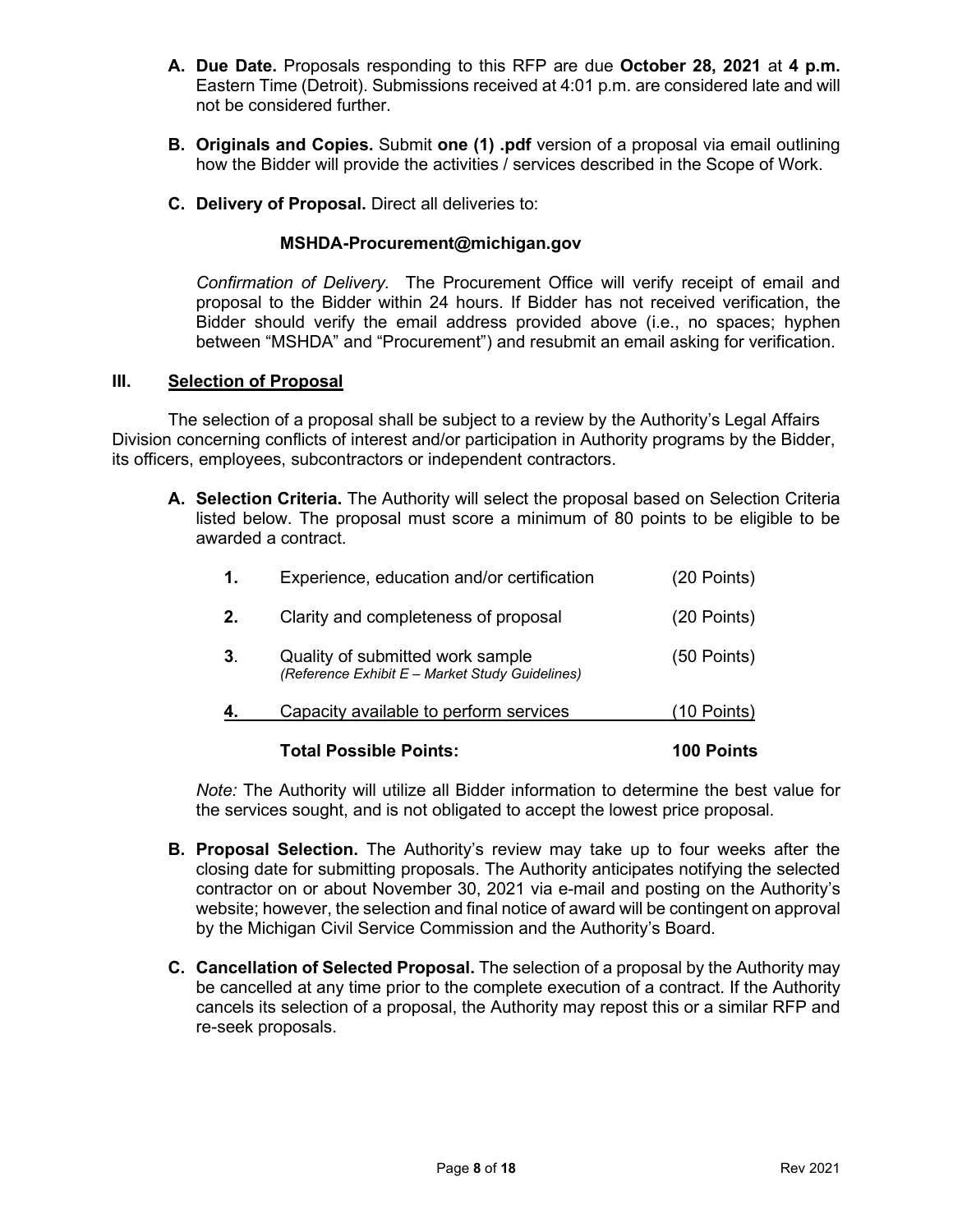**A. Due Date.** Proposals responding to this RFP are due **October 28, 2021** at **4 p.m.** Eastern Time (Detroit). Submissions received at 4:01 p.m. are considered late and will not be considered further.

**B. Originals and Copies.** Submit **one (1) .pdf** version of a proposal via email outlining how the Bidder will provide the activities / services described in the Scope of Work.

**C. Delivery of Proposal.** Direct all deliveries to:

**MSHDA-Procurement@michigan.gov**

*Confirmation of Delivery.* The Procurement Office will verify receipt of email and proposal to the Bidder within 24 hours. If Bidder has not received verification, the Bidder should verify the email address provided above (i.e., no spaces; hyphen between "MSHDA" and "Procurement") and resubmit an email asking for verification.

## III. Selection of Proposal

The selection of a proposal shall be subject to a review by the Authority's Legal Affairs Division concerning conflicts of interest and/or participation in Authority programs by the Bidder, its officers, employees, subcontractors or independent contractors.

**A. Selection Criteria.** The Authority will select the proposal based on Selection Criteria listed below. The proposal must score a minimum of 80 points to be eligible to be awarded a contract.

| | Criteria | Points |
|---|---|---|
| **1.** | Experience, education and/or certification | (20 Points) |
| **2.** | Clarity and completeness of proposal | (20 Points) |
| **3**. | Quality of submitted work sample *(Reference Exhibit E – Market Study Guidelines)* | (50 Points) |
| **4.** | Capacity available to perform services | (10 Points) |
| | **Total Possible Points:** | **100 Points** |

*Note:* The Authority will utilize all Bidder information to determine the best value for the services sought, and is not obligated to accept the lowest price proposal.

**B. Proposal Selection.** The Authority's review may take up to four weeks after the closing date for submitting proposals. The Authority anticipates notifying the selected contractor on or about November 30, 2021 via e-mail and posting on the Authority's website; however, the selection and final notice of award will be contingent on approval by the Michigan Civil Service Commission and the Authority's Board.

**C. Cancellation of Selected Proposal.** The selection of a proposal by the Authority may be cancelled at any time prior to the complete execution of a contract. If the Authority cancels its selection of a proposal, the Authority may repost this or a similar RFP and re-seek proposals.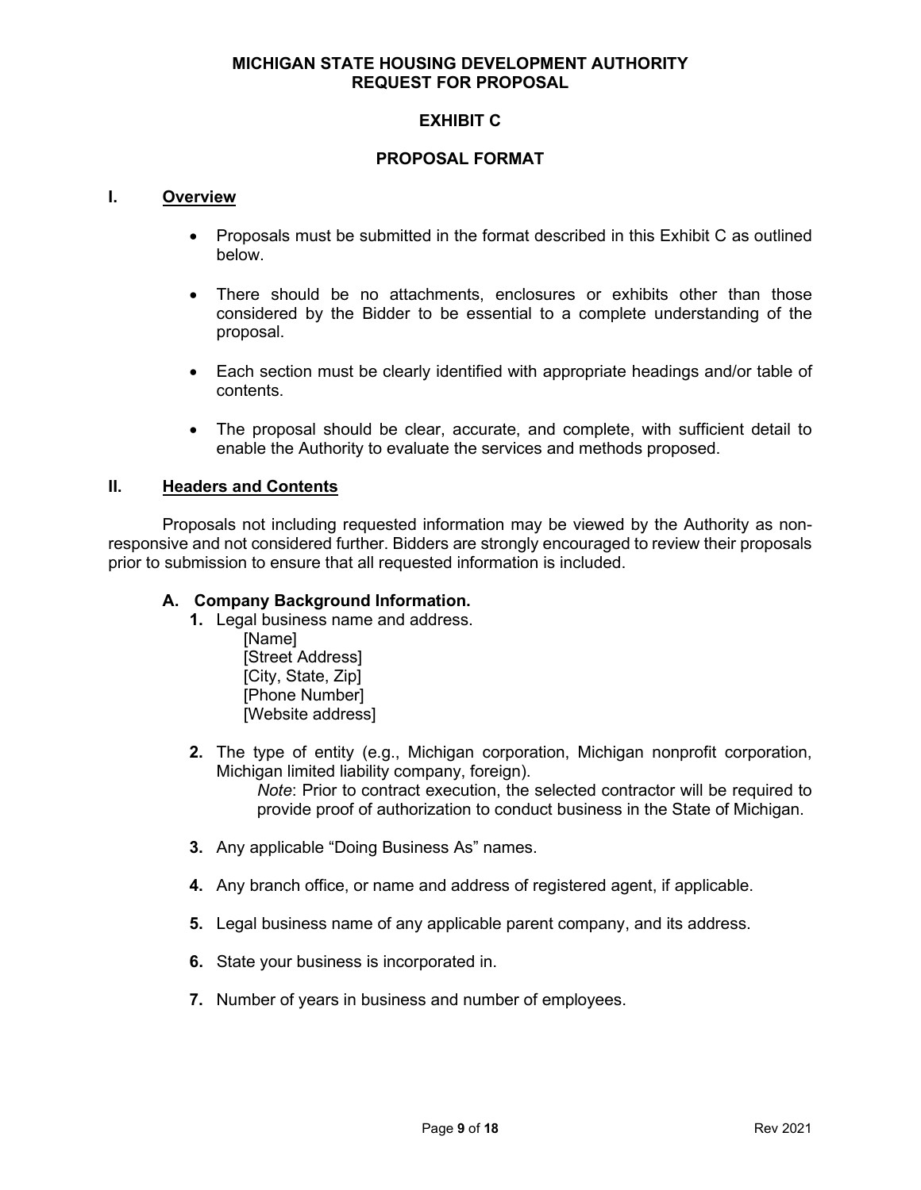**MICHIGAN STATE HOUSING DEVELOPMENT AUTHORITY**
**REQUEST FOR PROPOSAL**

# EXHIBIT C

## PROPOSAL FORMAT

## I. Overview

- Proposals must be submitted in the format described in this Exhibit C as outlined below.
- There should be no attachments, enclosures or exhibits other than those considered by the Bidder to be essential to a complete understanding of the proposal.
- Each section must be clearly identified with appropriate headings and/or table of contents.
- The proposal should be clear, accurate, and complete, with sufficient detail to enable the Authority to evaluate the services and methods proposed.

## II. Headers and Contents

Proposals not including requested information may be viewed by the Authority as non-responsive and not considered further. Bidders are strongly encouraged to review their proposals prior to submission to ensure that all requested information is included.

### A. Company Background Information.

1. Legal business name and address.
   [Name]
   [Street Address]
   [City, State, Zip]
   [Phone Number]
   [Website address]

2. The type of entity (e.g., Michigan corporation, Michigan nonprofit corporation, Michigan limited liability company, foreign).
   *Note*: Prior to contract execution, the selected contractor will be required to provide proof of authorization to conduct business in the State of Michigan.

3. Any applicable "Doing Business As" names.

4. Any branch office, or name and address of registered agent, if applicable.

5. Legal business name of any applicable parent company, and its address.

6. State your business is incorporated in.

7. Number of years in business and number of employees.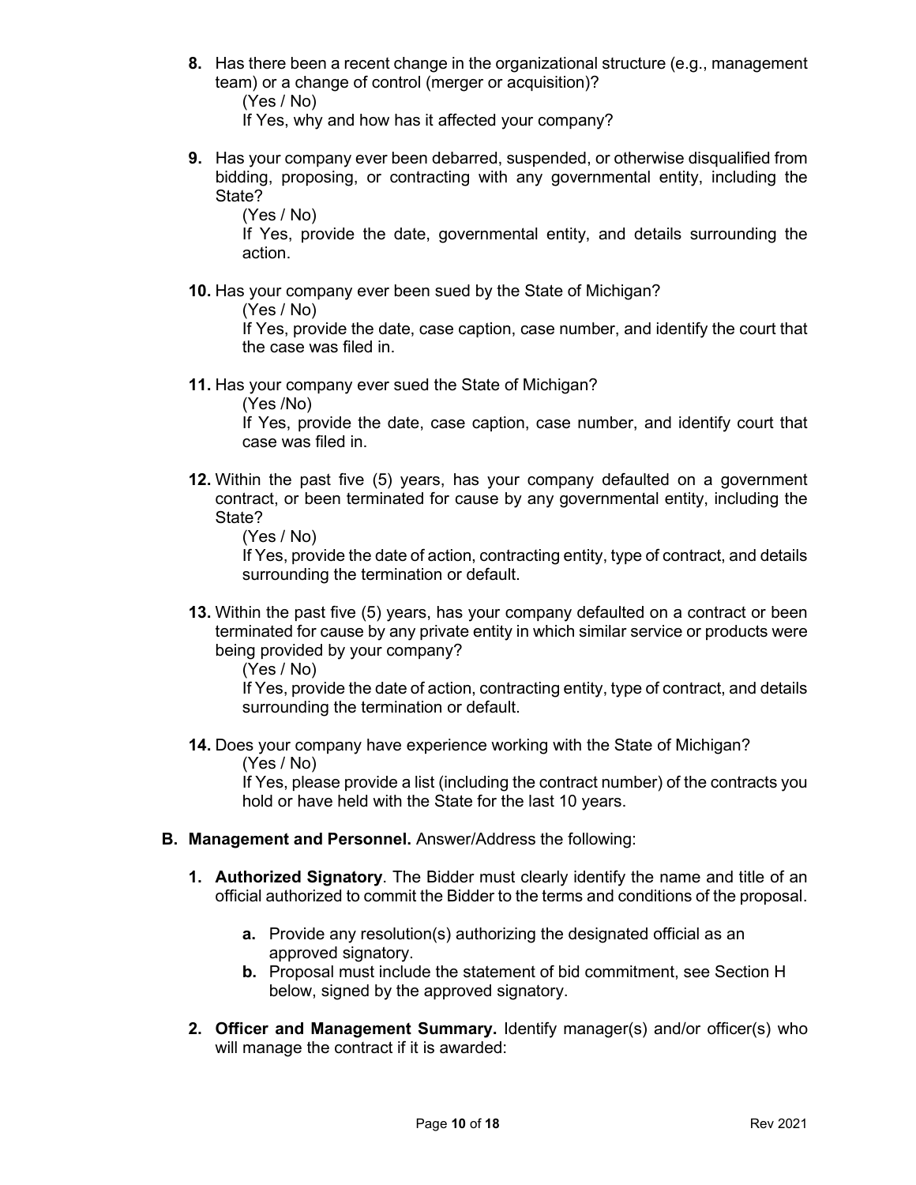8. Has there been a recent change in the organizational structure (e.g., management team) or a change of control (merger or acquisition)?

   (Yes / No)

   If Yes, why and how has it affected your company?

9. Has your company ever been debarred, suspended, or otherwise disqualified from bidding, proposing, or contracting with any governmental entity, including the State?

   (Yes / No)

   If Yes, provide the date, governmental entity, and details surrounding the action.

10. Has your company ever been sued by the State of Michigan?

    (Yes / No)

    If Yes, provide the date, case caption, case number, and identify the court that the case was filed in.

11. Has your company ever sued the State of Michigan?

    (Yes /No)

    If Yes, provide the date, case caption, case number, and identify court that case was filed in.

12. Within the past five (5) years, has your company defaulted on a government contract, or been terminated for cause by any governmental entity, including the State?

    (Yes / No)

    If Yes, provide the date of action, contracting entity, type of contract, and details surrounding the termination or default.

13. Within the past five (5) years, has your company defaulted on a contract or been terminated for cause by any private entity in which similar service or products were being provided by your company?

    (Yes / No)

    If Yes, provide the date of action, contracting entity, type of contract, and details surrounding the termination or default.

14. Does your company have experience working with the State of Michigan?

    (Yes / No)

    If Yes, please provide a list (including the contract number) of the contracts you hold or have held with the State for the last 10 years.

**B. Management and Personnel.** Answer/Address the following:

1. **Authorized Signatory**. The Bidder must clearly identify the name and title of an official authorized to commit the Bidder to the terms and conditions of the proposal.

   a. Provide any resolution(s) authorizing the designated official as an approved signatory.

   b. Proposal must include the statement of bid commitment, see Section H below, signed by the approved signatory.

2. **Officer and Management Summary.** Identify manager(s) and/or officer(s) who will manage the contract if it is awarded: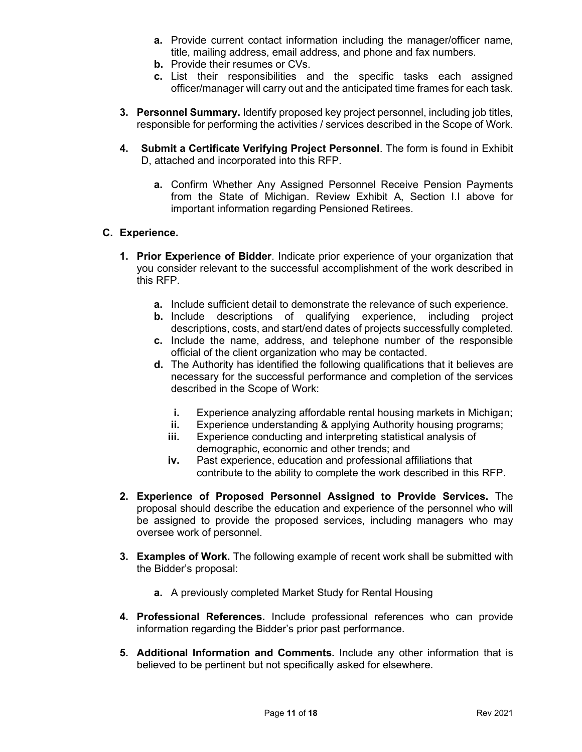- **a.** Provide current contact information including the manager/officer name, title, mailing address, email address, and phone and fax numbers.
   - **b.** Provide their resumes or CVs.
   - **c.** List their responsibilities and the specific tasks each assigned officer/manager will carry out and the anticipated time frames for each task.

3. **Personnel Summary.** Identify proposed key project personnel, including job titles, responsible for performing the activities / services described in the Scope of Work.

4. **Submit a Certificate Verifying Project Personnel**. The form is found in Exhibit D, attached and incorporated into this RFP.

   - **a.** Confirm Whether Any Assigned Personnel Receive Pension Payments from the State of Michigan. Review Exhibit A, Section I.I above for important information regarding Pensioned Retirees.

## C. Experience.

1. **Prior Experience of Bidder**. Indicate prior experience of your organization that you consider relevant to the successful accomplishment of the work described in this RFP.

   - **a.** Include sufficient detail to demonstrate the relevance of such experience.
   - **b.** Include descriptions of qualifying experience, including project descriptions, costs, and start/end dates of projects successfully completed.
   - **c.** Include the name, address, and telephone number of the responsible official of the client organization who may be contacted.
   - **d.** The Authority has identified the following qualifications that it believes are necessary for the successful performance and completion of the services described in the Scope of Work:

     - **i.** Experience analyzing affordable rental housing markets in Michigan;
     - **ii.** Experience understanding & applying Authority housing programs;
     - **iii.** Experience conducting and interpreting statistical analysis of demographic, economic and other trends; and
     - **iv.** Past experience, education and professional affiliations that contribute to the ability to complete the work described in this RFP.

2. **Experience of Proposed Personnel Assigned to Provide Services.** The proposal should describe the education and experience of the personnel who will be assigned to provide the proposed services, including managers who may oversee work of personnel.

3. **Examples of Work.** The following example of recent work shall be submitted with the Bidder's proposal:

   - **a.** A previously completed Market Study for Rental Housing

4. **Professional References.** Include professional references who can provide information regarding the Bidder's prior past performance.

5. **Additional Information and Comments.** Include any other information that is believed to be pertinent but not specifically asked for elsewhere.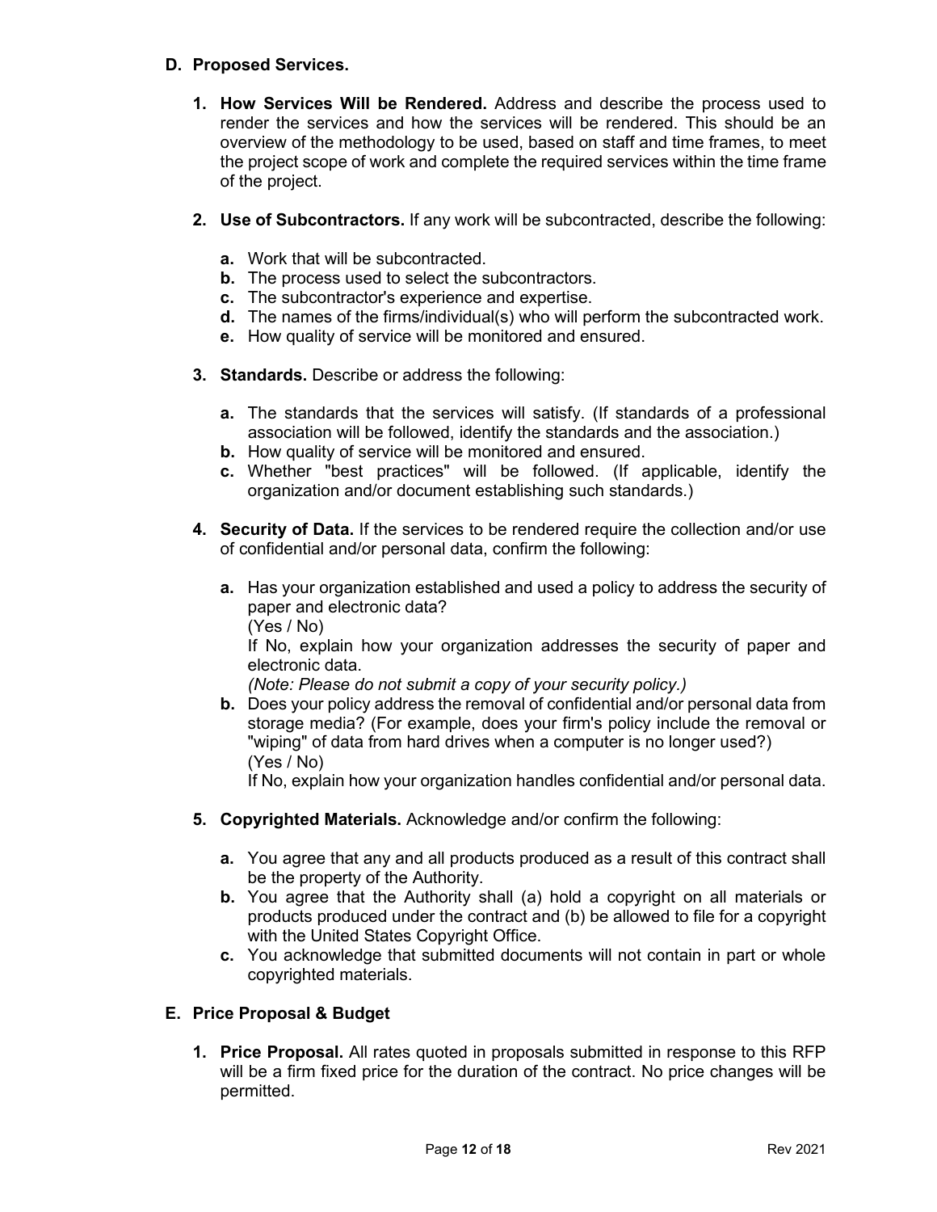### D. Proposed Services.

1. **How Services Will be Rendered.** Address and describe the process used to render the services and how the services will be rendered. This should be an overview of the methodology to be used, based on staff and time frames, to meet the project scope of work and complete the required services within the time frame of the project.

2. **Use of Subcontractors.** If any work will be subcontracted, describe the following:

   **a.** Work that will be subcontracted.
   **b.** The process used to select the subcontractors.
   **c.** The subcontractor's experience and expertise.
   **d.** The names of the firms/individual(s) who will perform the subcontracted work.
   **e.** How quality of service will be monitored and ensured.

3. **Standards.** Describe or address the following:

   **a.** The standards that the services will satisfy. (If standards of a professional association will be followed, identify the standards and the association.)
   **b.** How quality of service will be monitored and ensured.
   **c.** Whether "best practices" will be followed. (If applicable, identify the organization and/or document establishing such standards.)

4. **Security of Data.** If the services to be rendered require the collection and/or use of confidential and/or personal data, confirm the following:

   **a.** Has your organization established and used a policy to address the security of paper and electronic data?
   (Yes / No)
   If No, explain how your organization addresses the security of paper and electronic data.
   *(Note: Please do not submit a copy of your security policy.)*

   **b.** Does your policy address the removal of confidential and/or personal data from storage media? (For example, does your firm's policy include the removal or "wiping" of data from hard drives when a computer is no longer used?)
   (Yes / No)
   If No, explain how your organization handles confidential and/or personal data.

5. **Copyrighted Materials.** Acknowledge and/or confirm the following:

   **a.** You agree that any and all products produced as a result of this contract shall be the property of the Authority.
   **b.** You agree that the Authority shall (a) hold a copyright on all materials or products produced under the contract and (b) be allowed to file for a copyright with the United States Copyright Office.
   **c.** You acknowledge that submitted documents will not contain in part or whole copyrighted materials.

### E. Price Proposal & Budget

1. **Price Proposal.** All rates quoted in proposals submitted in response to this RFP will be a firm fixed price for the duration of the contract. No price changes will be permitted.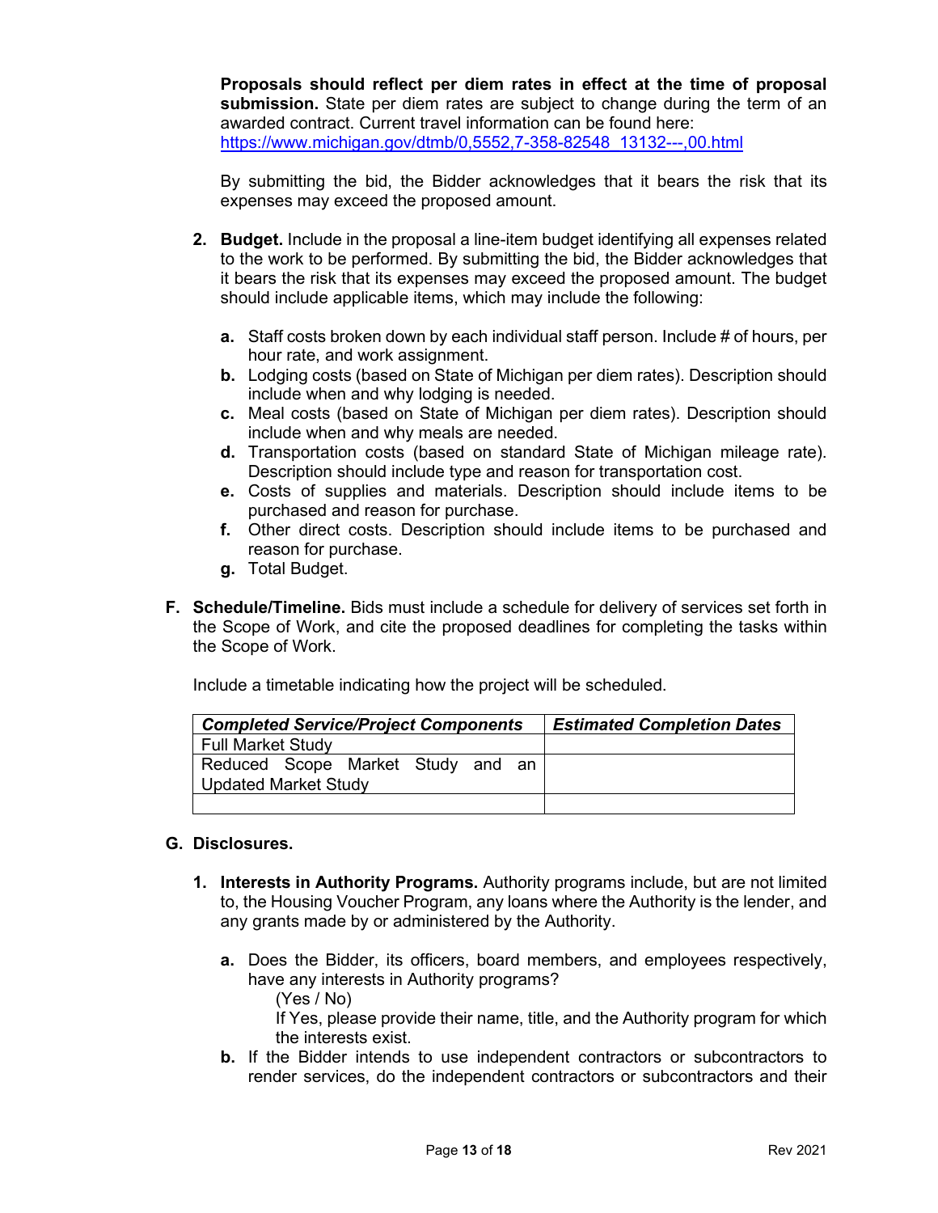**Proposals should reflect per diem rates in effect at the time of proposal submission.** State per diem rates are subject to change during the term of an awarded contract. Current travel information can be found here: https://www.michigan.gov/dtmb/0,5552,7-358-82548_13132---,00.html

By submitting the bid, the Bidder acknowledges that it bears the risk that its expenses may exceed the proposed amount.

2. **Budget.** Include in the proposal a line-item budget identifying all expenses related to the work to be performed. By submitting the bid, the Bidder acknowledges that it bears the risk that its expenses may exceed the proposed amount. The budget should include applicable items, which may include the following:

   a. Staff costs broken down by each individual staff person. Include # of hours, per hour rate, and work assignment.
   b. Lodging costs (based on State of Michigan per diem rates). Description should include when and why lodging is needed.
   c. Meal costs (based on State of Michigan per diem rates). Description should include when and why meals are needed.
   d. Transportation costs (based on standard State of Michigan mileage rate). Description should include type and reason for transportation cost.
   e. Costs of supplies and materials. Description should include items to be purchased and reason for purchase.
   f. Other direct costs. Description should include items to be purchased and reason for purchase.
   g. Total Budget.

**F. Schedule/Timeline.** Bids must include a schedule for delivery of services set forth in the Scope of Work, and cite the proposed deadlines for completing the tasks within the Scope of Work.

Include a timetable indicating how the project will be scheduled.

| *Completed Service/Project Components* | *Estimated Completion Dates* |
|---|---|
| Full Market Study | |
| Reduced Scope Market Study and an Updated Market Study | |
| | |

**G. Disclosures.**

1. **Interests in Authority Programs.** Authority programs include, but are not limited to, the Housing Voucher Program, any loans where the Authority is the lender, and any grants made by or administered by the Authority.

   a. Does the Bidder, its officers, board members, and employees respectively, have any interests in Authority programs?
      (Yes / No)
      If Yes, please provide their name, title, and the Authority program for which the interests exist.
   b. If the Bidder intends to use independent contractors or subcontractors to render services, do the independent contractors or subcontractors and their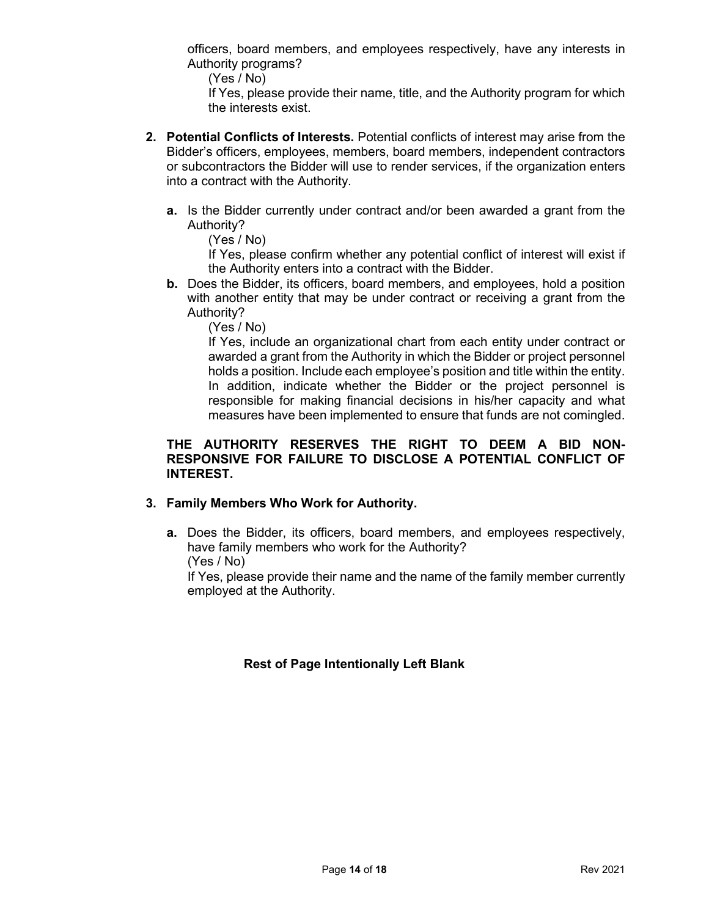officers, board members, and employees respectively, have any interests in Authority programs?

(Yes / No)

If Yes, please provide their name, title, and the Authority program for which the interests exist.

2. **Potential Conflicts of Interests.** Potential conflicts of interest may arise from the Bidder's officers, employees, members, board members, independent contractors or subcontractors the Bidder will use to render services, if the organization enters into a contract with the Authority.

   **a.** Is the Bidder currently under contract and/or been awarded a grant from the Authority?

   (Yes / No)

   If Yes, please confirm whether any potential conflict of interest will exist if the Authority enters into a contract with the Bidder.

   **b.** Does the Bidder, its officers, board members, and employees, hold a position with another entity that may be under contract or receiving a grant from the Authority?

   (Yes / No)

   If Yes, include an organizational chart from each entity under contract or awarded a grant from the Authority in which the Bidder or project personnel holds a position. Include each employee's position and title within the entity. In addition, indicate whether the Bidder or the project personnel is responsible for making financial decisions in his/her capacity and what measures have been implemented to ensure that funds are not comingled.

**THE AUTHORITY RESERVES THE RIGHT TO DEEM A BID NON-RESPONSIVE FOR FAILURE TO DISCLOSE A POTENTIAL CONFLICT OF INTEREST.**

3. **Family Members Who Work for Authority.**

   **a.** Does the Bidder, its officers, board members, and employees respectively, have family members who work for the Authority?

   (Yes / No)

   If Yes, please provide their name and the name of the family member currently employed at the Authority.

**Rest of Page Intentionally Left Blank**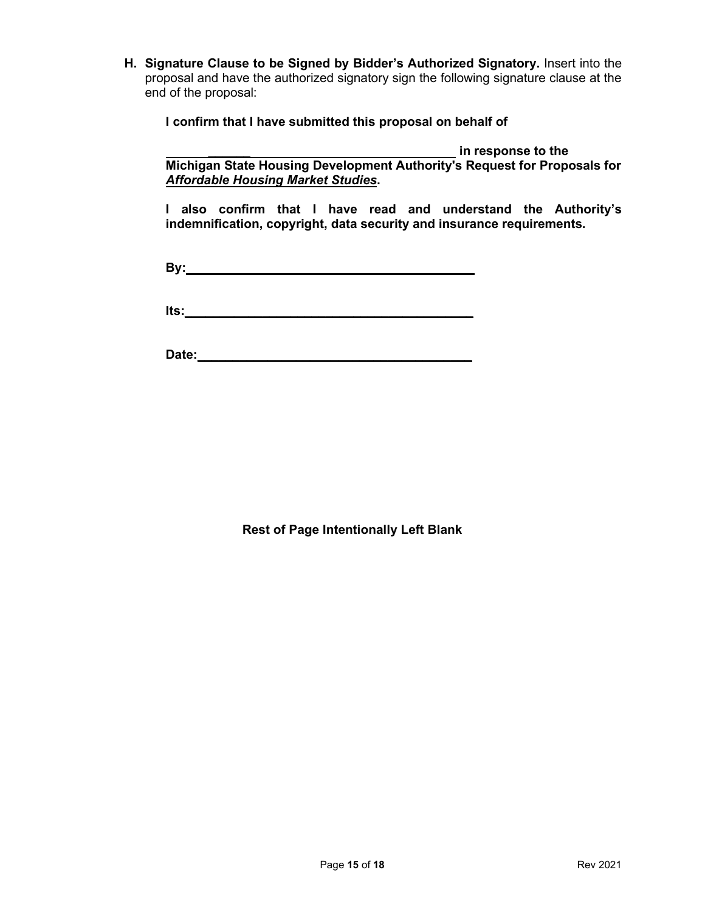**H. Signature Clause to be Signed by Bidder's Authorized Signatory.** Insert into the proposal and have the authorized signatory sign the following signature clause at the end of the proposal:

**I confirm that I have submitted this proposal on behalf of**

**____________________________________________ in response to the Michigan State Housing Development Authority's Request for Proposals for *Affordable Housing Market Studies*.**

**I also confirm that I have read and understand the Authority's indemnification, copyright, data security and insurance requirements.**

**By:________________________________________**

**Its:________________________________________**

**Date:______________________________________**

**Rest of Page Intentionally Left Blank**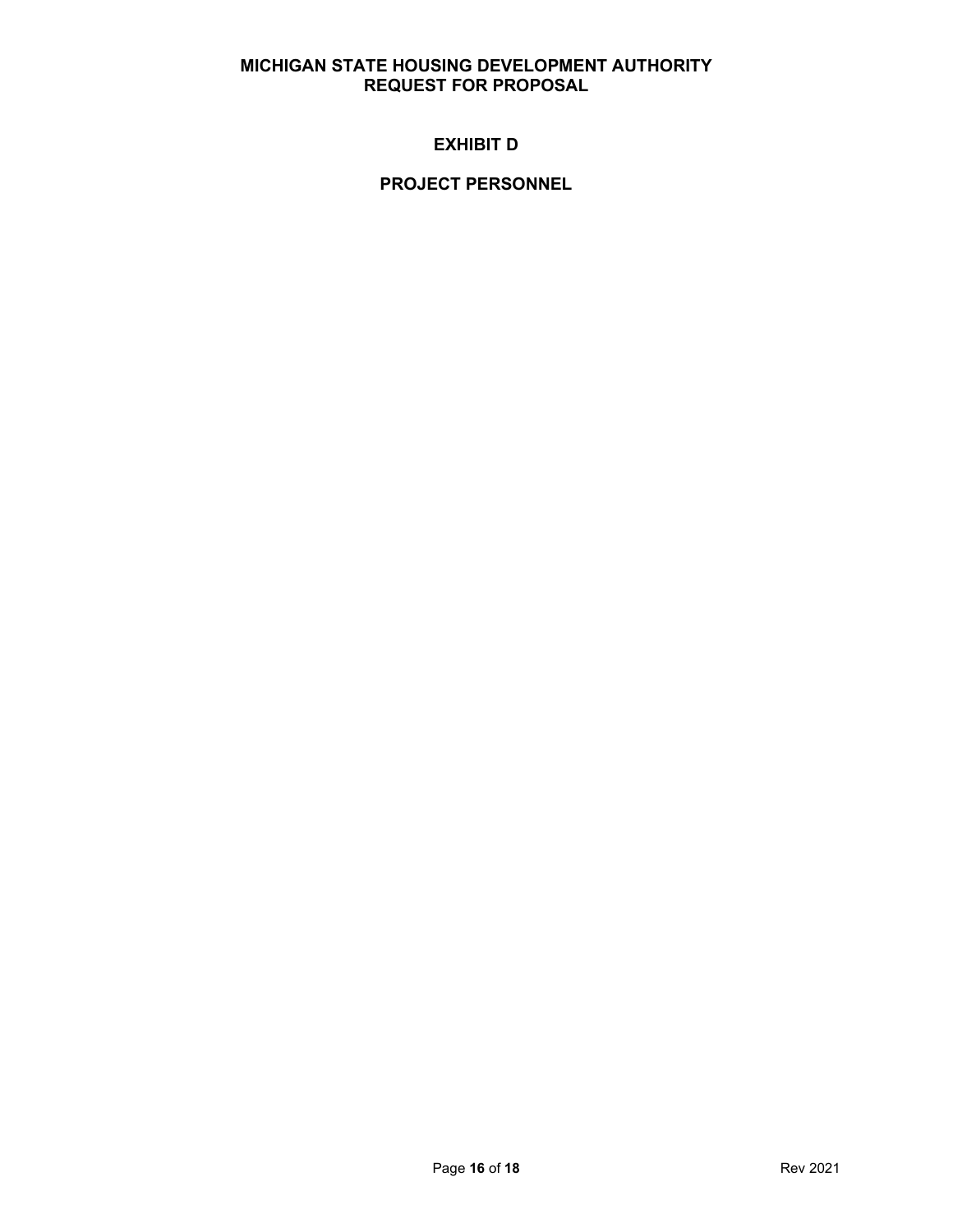# EXHIBIT D

## PROJECT PERSONNEL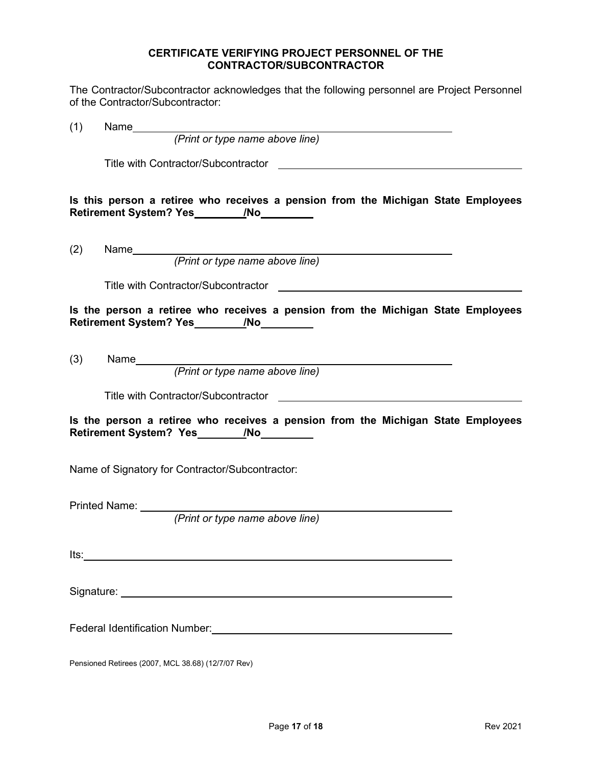## CERTIFICATE VERIFYING PROJECT PERSONNEL OF THE CONTRACTOR/SUBCONTRACTOR

The Contractor/Subcontractor acknowledges that the following personnel are Project Personnel of the Contractor/Subcontractor:

(1) Name______________________________________________
*(Print or type name above line)*

Title with Contractor/Subcontractor ______________________________

**Is this person a retiree who receives a pension from the Michigan State Employees Retirement System? Yes________/No________**

(2) Name______________________________________________
*(Print or type name above line)*

Title with Contractor/Subcontractor ______________________________

**Is the person a retiree who receives a pension from the Michigan State Employees Retirement System? Yes________/No________**

(3) Name______________________________________________
*(Print or type name above line)*

Title with Contractor/Subcontractor ______________________________

**Is the person a retiree who receives a pension from the Michigan State Employees Retirement System? Yes________/No________**

Name of Signatory for Contractor/Subcontractor:

Printed Name: ______________________________________________
*(Print or type name above line)*

Its:______________________________________________

Signature: ______________________________________________

Federal Identification Number:______________________________

Pensioned Retirees (2007, MCL 38.68) (12/7/07 Rev)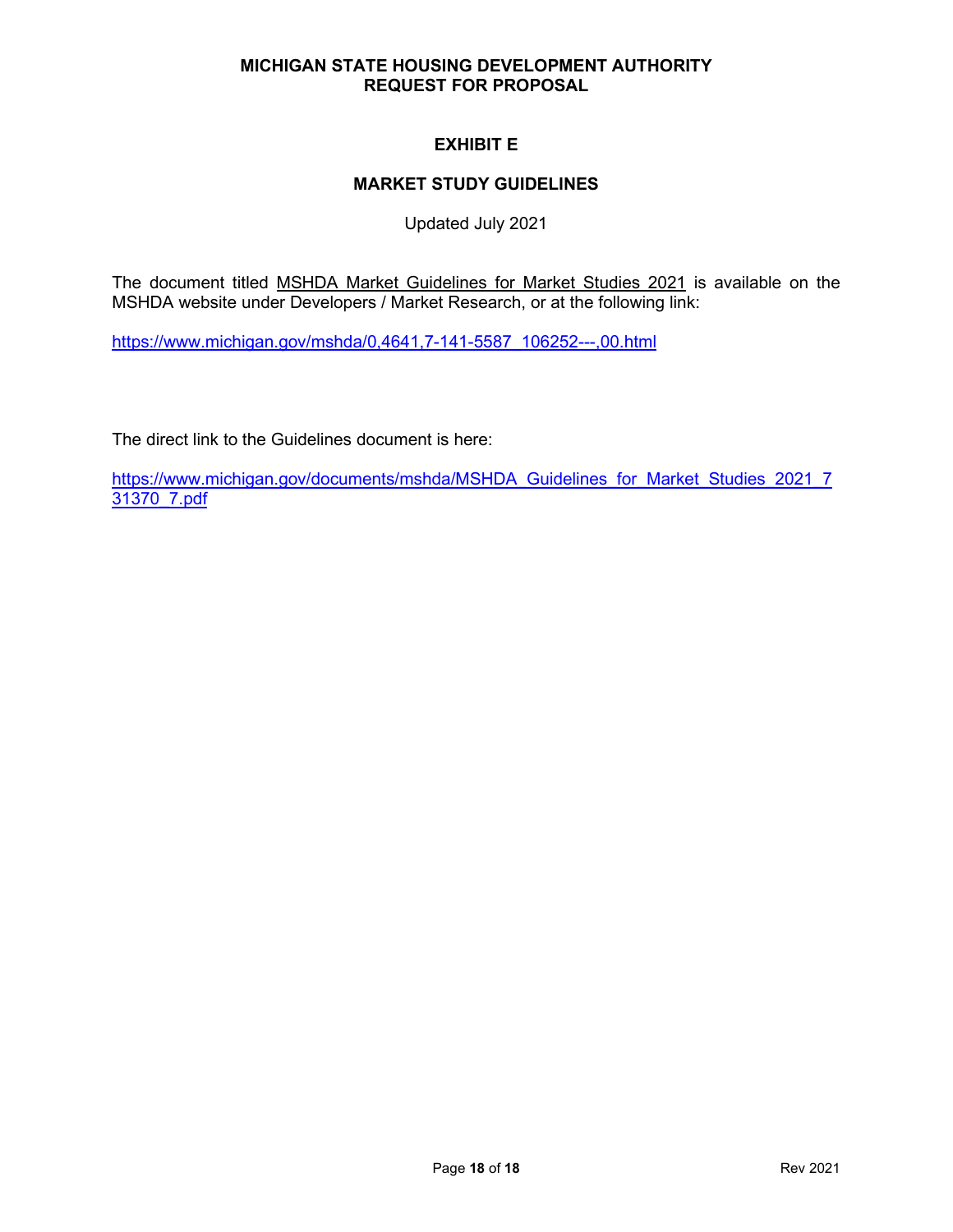**MICHIGAN STATE HOUSING DEVELOPMENT AUTHORITY**
**REQUEST FOR PROPOSAL**

# EXHIBIT E

## MARKET STUDY GUIDELINES

Updated July 2021

The document titled MSHDA Market Guidelines for Market Studies 2021 is available on the MSHDA website under Developers / Market Research, or at the following link:

https://www.michigan.gov/mshda/0,4641,7-141-5587_106252---,00.html

The direct link to the Guidelines document is here:

https://www.michigan.gov/documents/mshda/MSHDA_Guidelines_for_Market_Studies_2021_731370_7.pdf